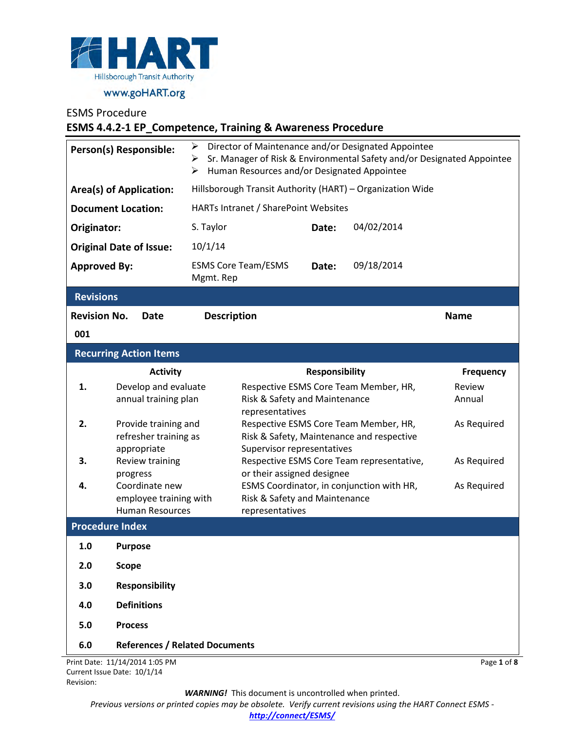HART
Hillsborough Transit Authority
www.goHART.org

ESMS Procedure

# ESMS 4.4.2-1 EP_Competence, Training & Awareness Procedure

| | | | |
|---|---|---|---|
| **Person(s) Responsible:** | ➢ Director of Maintenance and/or Designated Appointee<br>➢ Sr. Manager of Risk & Environmental Safety and/or Designated Appointee<br>➢ Human Resources and/or Designated Appointee | | |
| **Area(s) of Application:** | Hillsborough Transit Authority (HART) – Organization Wide | | |
| **Document Location:** | HARTs Intranet / SharePoint Websites | | |
| **Originator:** | S. Taylor | **Date:** | 04/02/2014 |
| **Original Date of Issue:** | 10/1/14 | | |
| **Approved By:** | ESMS Core Team/ESMS Mgmt. Rep | **Date:** | 09/18/2014 |

## Revisions

| Revision No. | Date | Description | Name |
|---|---|---|---|
| 001 | | | |

## Recurring Action Items

| | Activity | Responsibility | Frequency |
|---|---|---|---|
| 1. | Develop and evaluate annual training plan | Respective ESMS Core Team Member, HR, Risk & Safety and Maintenance representatives | Review Annual |
| 2. | Provide training and refresher training as appropriate | Respective ESMS Core Team Member, HR, Risk & Safety, Maintenance and respective Supervisor representatives | As Required |
| 3. | Review training progress | Respective ESMS Core Team representative, or their assigned designee | As Required |
| 4. | Coordinate new employee training with Human Resources | ESMS Coordinator, in conjunction with HR, Risk & Safety and Maintenance representatives | As Required |

## Procedure Index

**1.0 Purpose**

**2.0 Scope**

**3.0 Responsibility**

**4.0 Definitions**

**5.0 Process**

**6.0 References / Related Documents**

Print Date: 11/14/2014 1:05 PM
Current Issue Date: 10/1/14
Revision:

***WARNING!*** This document is uncontrolled when printed.
*Previous versions or printed copies may be obsolete. Verify current revisions using the HART Connect ESMS -* ***http://connect/ESMS/***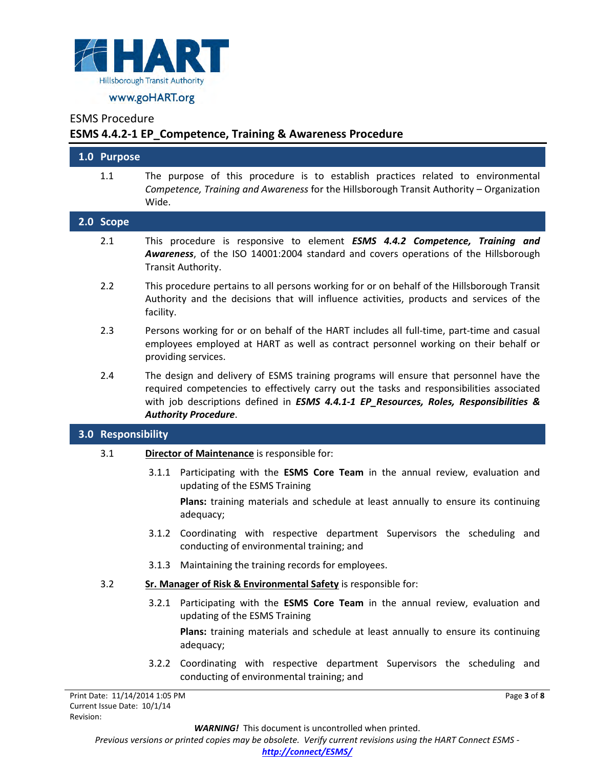ESMS Procedure

## ESMS 4.4.2-1 EP_Competence, Training & Awareness Procedure

## 1.0 Purpose

1.1 The purpose of this procedure is to establish practices related to environmental *Competence, Training and Awareness* for the Hillsborough Transit Authority – Organization Wide.

## 2.0 Scope

2.1 This procedure is responsive to element ***ESMS 4.4.2 Competence, Training and Awareness***, of the ISO 14001:2004 standard and covers operations of the Hillsborough Transit Authority.

2.2 This procedure pertains to all persons working for or on behalf of the Hillsborough Transit Authority and the decisions that will influence activities, products and services of the facility.

2.3 Persons working for or on behalf of the HART includes all full-time, part-time and casual employees employed at HART as well as contract personnel working on their behalf or providing services.

2.4 The design and delivery of ESMS training programs will ensure that personnel have the required competencies to effectively carry out the tasks and responsibilities associated with job descriptions defined in ***ESMS 4.4.1-1 EP_Resources, Roles, Responsibilities & Authority Procedure***.

## 3.0 Responsibility

3.1 **Director of Maintenance** is responsible for:

3.1.1 Participating with the **ESMS Core Team** in the annual review, evaluation and updating of the ESMS Training

**Plans:** training materials and schedule at least annually to ensure its continuing adequacy;

3.1.2 Coordinating with respective department Supervisors the scheduling and conducting of environmental training; and

3.1.3 Maintaining the training records for employees.

3.2 **Sr. Manager of Risk & Environmental Safety** is responsible for:

3.2.1 Participating with the **ESMS Core Team** in the annual review, evaluation and updating of the ESMS Training

**Plans:** training materials and schedule at least annually to ensure its continuing adequacy;

3.2.2 Coordinating with respective department Supervisors the scheduling and conducting of environmental training; and

Print Date: 11/14/2014 1:05 PM
Current Issue Date: 10/1/14
Revision:

***WARNING!*** This document is uncontrolled when printed.

*Previous versions or printed copies may be obsolete. Verify current revisions using the HART Connect ESMS - **http://connect/ESMS/***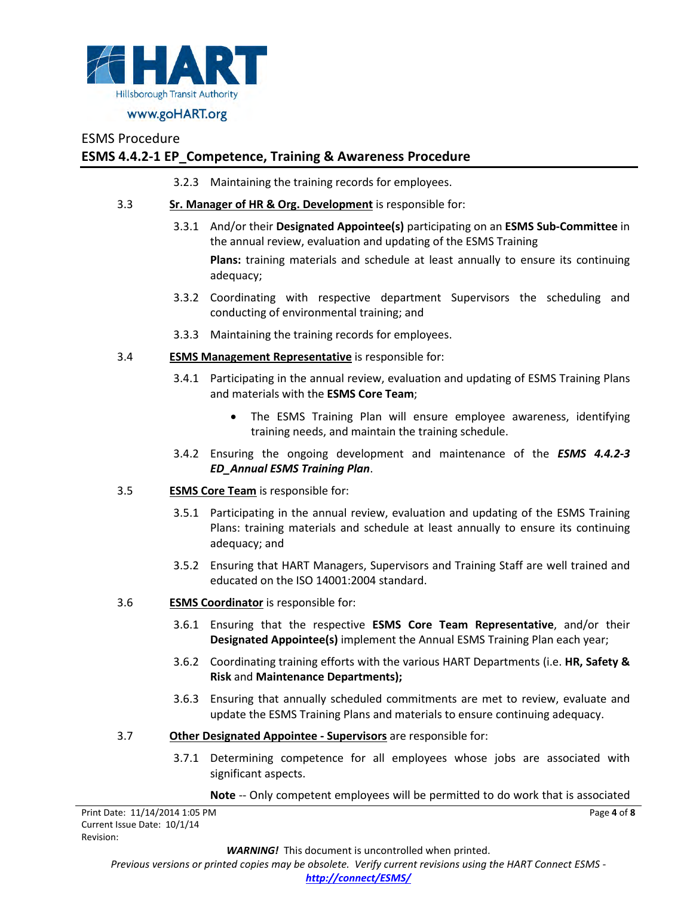3.2.3 Maintaining the training records for employees.

3.3 **Sr. Manager of HR & Org. Development** is responsible for:

3.3.1 And/or their **Designated Appointee(s)** participating on an **ESMS Sub-Committee** in the annual review, evaluation and updating of the ESMS Training

**Plans:** training materials and schedule at least annually to ensure its continuing adequacy;

3.3.2 Coordinating with respective department Supervisors the scheduling and conducting of environmental training; and

3.3.3 Maintaining the training records for employees.

3.4 **ESMS Management Representative** is responsible for:

3.4.1 Participating in the annual review, evaluation and updating of ESMS Training Plans and materials with the **ESMS Core Team**;

- The ESMS Training Plan will ensure employee awareness, identifying training needs, and maintain the training schedule.

3.4.2 Ensuring the ongoing development and maintenance of the ***ESMS 4.4.2-3 ED_Annual ESMS Training Plan***.

3.5 **ESMS Core Team** is responsible for:

3.5.1 Participating in the annual review, evaluation and updating of the ESMS Training Plans: training materials and schedule at least annually to ensure its continuing adequacy; and

3.5.2 Ensuring that HART Managers, Supervisors and Training Staff are well trained and educated on the ISO 14001:2004 standard.

3.6 **ESMS Coordinator** is responsible for:

3.6.1 Ensuring that the respective **ESMS Core Team Representative**, and/or their **Designated Appointee(s)** implement the Annual ESMS Training Plan each year;

3.6.2 Coordinating training efforts with the various HART Departments (i.e. **HR, Safety & Risk** and **Maintenance Departments);**

3.6.3 Ensuring that annually scheduled commitments are met to review, evaluate and update the ESMS Training Plans and materials to ensure continuing adequacy.

3.7 **Other Designated Appointee - Supervisors** are responsible for:

3.7.1 Determining competence for all employees whose jobs are associated with significant aspects.

**Note** -- Only competent employees will be permitted to do work that is associated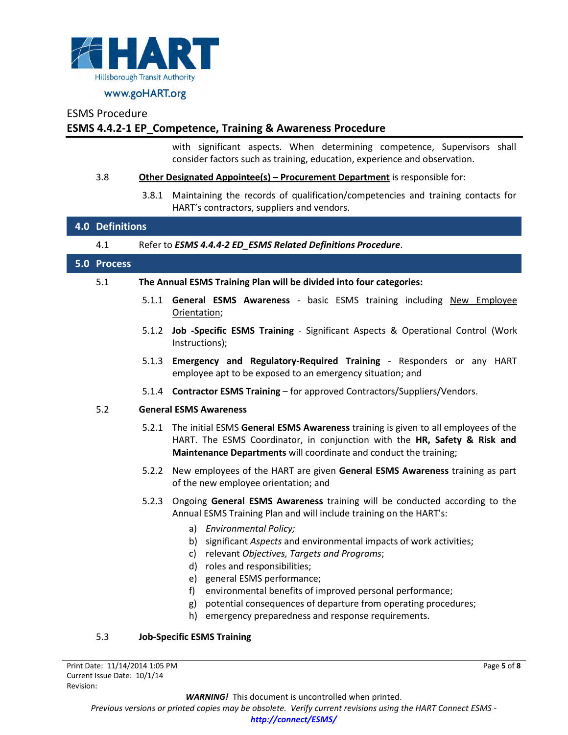with significant aspects. When determining competence, Supervisors shall consider factors such as training, education, experience and observation.

3.8 **<u>Other Designated Appointee(s) – Procurement Department</u>** is responsible for:

3.8.1 Maintaining the records of qualification/competencies and training contacts for HART's contractors, suppliers and vendors.

## 4.0 Definitions

4.1 Refer to ***ESMS 4.4.4-2 ED_ESMS Related Definitions Procedure***.

## 5.0 Process

5.1 **The Annual ESMS Training Plan will be divided into four categories:**

5.1.1 **General ESMS Awareness** - basic ESMS training including <u>New Employee Orientation</u>;

5.1.2 **Job -Specific ESMS Training** - Significant Aspects & Operational Control (Work Instructions);

5.1.3 **Emergency and Regulatory-Required Training** - Responders or any HART employee apt to be exposed to an emergency situation; and

5.1.4 **Contractor ESMS Training** – for approved Contractors/Suppliers/Vendors.

5.2 **General ESMS Awareness**

5.2.1 The initial ESMS **General ESMS Awareness** training is given to all employees of the HART. The ESMS Coordinator, in conjunction with the **HR, Safety & Risk and Maintenance Departments** will coordinate and conduct the training;

5.2.2 New employees of the HART are given **General ESMS Awareness** training as part of the new employee orientation; and

5.2.3 Ongoing **General ESMS Awareness** training will be conducted according to the Annual ESMS Training Plan and will include training on the HART's:

a) *Environmental Policy;*
b) significant *Aspects* and environmental impacts of work activities;
c) relevant *Objectives, Targets and Programs*;
d) roles and responsibilities;
e) general ESMS performance;
f) environmental benefits of improved personal performance;
g) potential consequences of departure from operating procedures;
h) emergency preparedness and response requirements.

5.3 **Job-Specific ESMS Training**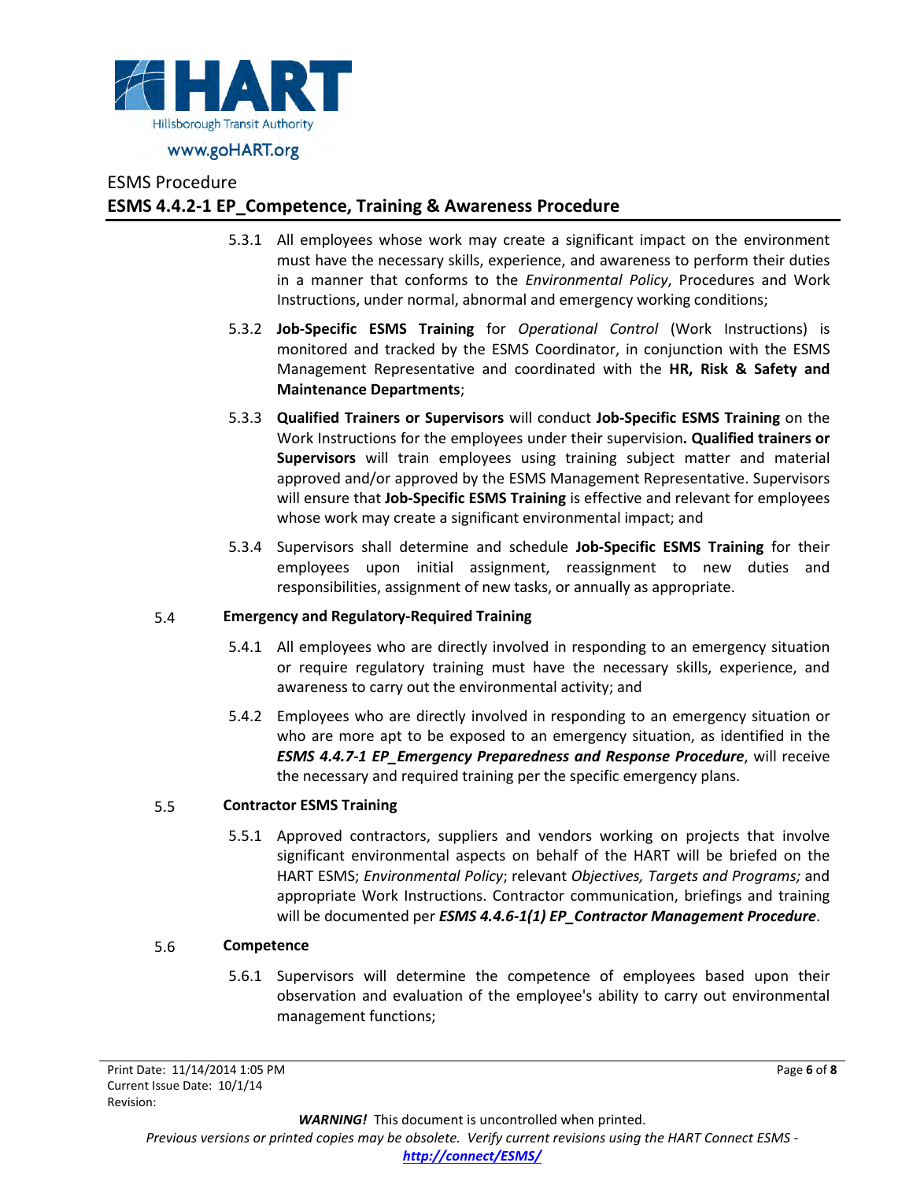5.3.1 All employees whose work may create a significant impact on the environment must have the necessary skills, experience, and awareness to perform their duties in a manner that conforms to the *Environmental Policy*, Procedures and Work Instructions, under normal, abnormal and emergency working conditions;

5.3.2 **Job-Specific ESMS Training** for *Operational Control* (Work Instructions) is monitored and tracked by the ESMS Coordinator, in conjunction with the ESMS Management Representative and coordinated with the **HR, Risk & Safety and Maintenance Departments**;

5.3.3 **Qualified Trainers or Supervisors** will conduct **Job-Specific ESMS Training** on the Work Instructions for the employees under their supervision**. Qualified trainers or Supervisors** will train employees using training subject matter and material approved and/or approved by the ESMS Management Representative. Supervisors will ensure that **Job-Specific ESMS Training** is effective and relevant for employees whose work may create a significant environmental impact; and

5.3.4 Supervisors shall determine and schedule **Job-Specific ESMS Training** for their employees upon initial assignment, reassignment to new duties and responsibilities, assignment of new tasks, or annually as appropriate.

### 5.4 Emergency and Regulatory-Required Training

5.4.1 All employees who are directly involved in responding to an emergency situation or require regulatory training must have the necessary skills, experience, and awareness to carry out the environmental activity; and

5.4.2 Employees who are directly involved in responding to an emergency situation or who are more apt to be exposed to an emergency situation, as identified in the ***ESMS 4.4.7-1 EP_Emergency Preparedness and Response Procedure***, will receive the necessary and required training per the specific emergency plans.

### 5.5 Contractor ESMS Training

5.5.1 Approved contractors, suppliers and vendors working on projects that involve significant environmental aspects on behalf of the HART will be briefed on the HART ESMS; *Environmental Policy*; relevant *Objectives, Targets and Programs;* and appropriate Work Instructions. Contractor communication, briefings and training will be documented per ***ESMS 4.4.6-1(1) EP_Contractor Management Procedure***.

### 5.6 Competence

5.6.1 Supervisors will determine the competence of employees based upon their observation and evaluation of the employee's ability to carry out environmental management functions;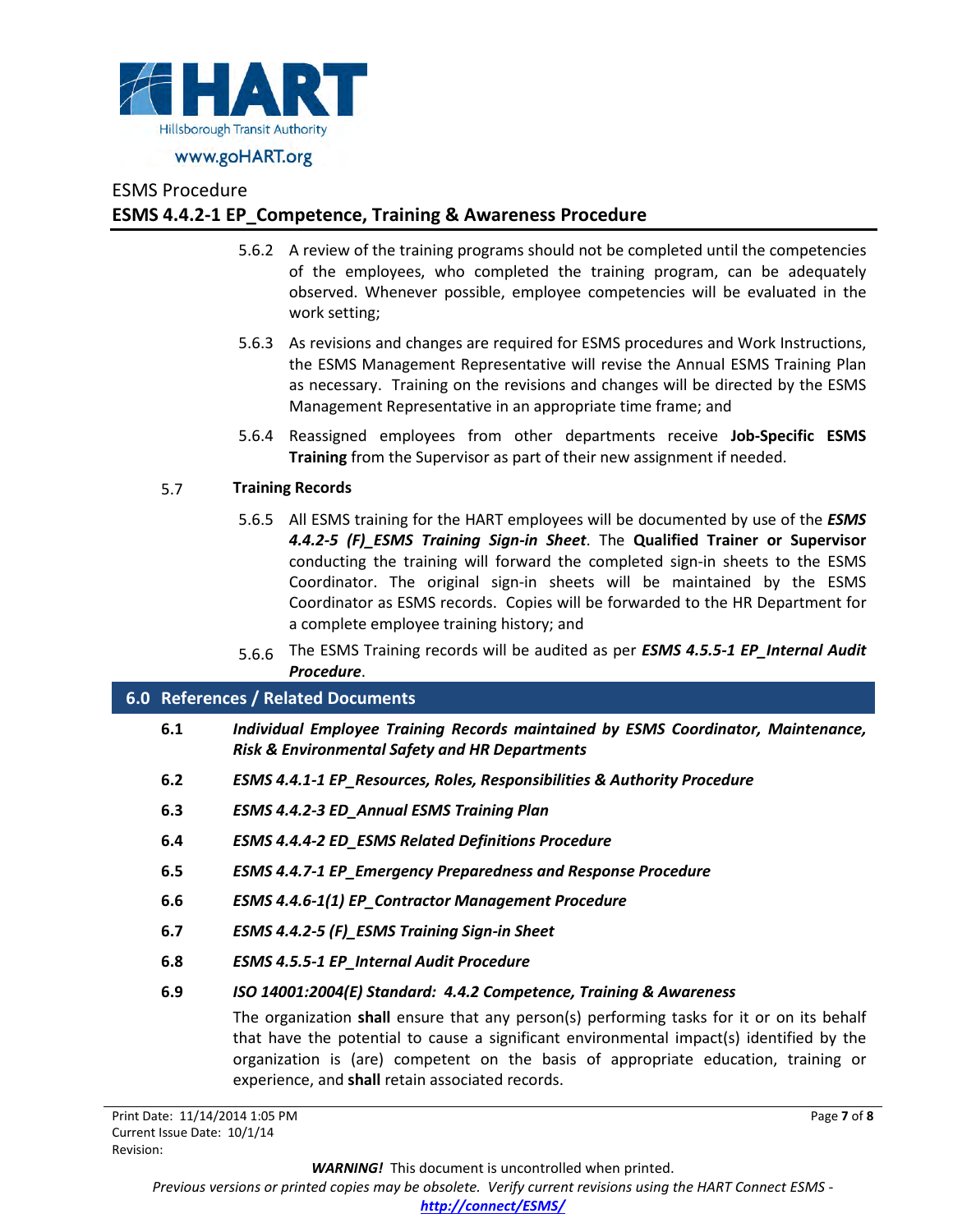5.6.2 A review of the training programs should not be completed until the competencies of the employees, who completed the training program, can be adequately observed. Whenever possible, employee competencies will be evaluated in the work setting;

5.6.3 As revisions and changes are required for ESMS procedures and Work Instructions, the ESMS Management Representative will revise the Annual ESMS Training Plan as necessary. Training on the revisions and changes will be directed by the ESMS Management Representative in an appropriate time frame; and

5.6.4 Reassigned employees from other departments receive **Job-Specific ESMS Training** from the Supervisor as part of their new assignment if needed.

5.7 **Training Records**

5.6.5 All ESMS training for the HART employees will be documented by use of the ***ESMS 4.4.2-5 (F)_ESMS Training Sign-in Sheet***. The **Qualified Trainer or Supervisor** conducting the training will forward the completed sign-in sheets to the ESMS Coordinator. The original sign-in sheets will be maintained by the ESMS Coordinator as ESMS records. Copies will be forwarded to the HR Department for a complete employee training history; and

5.6.6 The ESMS Training records will be audited as per ***ESMS 4.5.5-1 EP_Internal Audit Procedure***.

## 6.0 References / Related Documents

**6.1** ***Individual Employee Training Records maintained by ESMS Coordinator, Maintenance, Risk & Environmental Safety and HR Departments***

**6.2** ***ESMS 4.4.1-1 EP_Resources, Roles, Responsibilities & Authority Procedure***

**6.3** ***ESMS 4.4.2-3 ED_Annual ESMS Training Plan***

**6.4** ***ESMS 4.4.4-2 ED_ESMS Related Definitions Procedure***

**6.5** ***ESMS 4.4.7-1 EP_Emergency Preparedness and Response Procedure***

**6.6** ***ESMS 4.4.6-1(1) EP_Contractor Management Procedure***

**6.7** ***ESMS 4.4.2-5 (F)_ESMS Training Sign-in Sheet***

**6.8** ***ESMS 4.5.5-1 EP_Internal Audit Procedure***

**6.9** ***ISO 14001:2004(E) Standard: 4.4.2 Competence, Training & Awareness***

The organization **shall** ensure that any person(s) performing tasks for it or on its behalf that have the potential to cause a significant environmental impact(s) identified by the organization is (are) competent on the basis of appropriate education, training or experience, and **shall** retain associated records.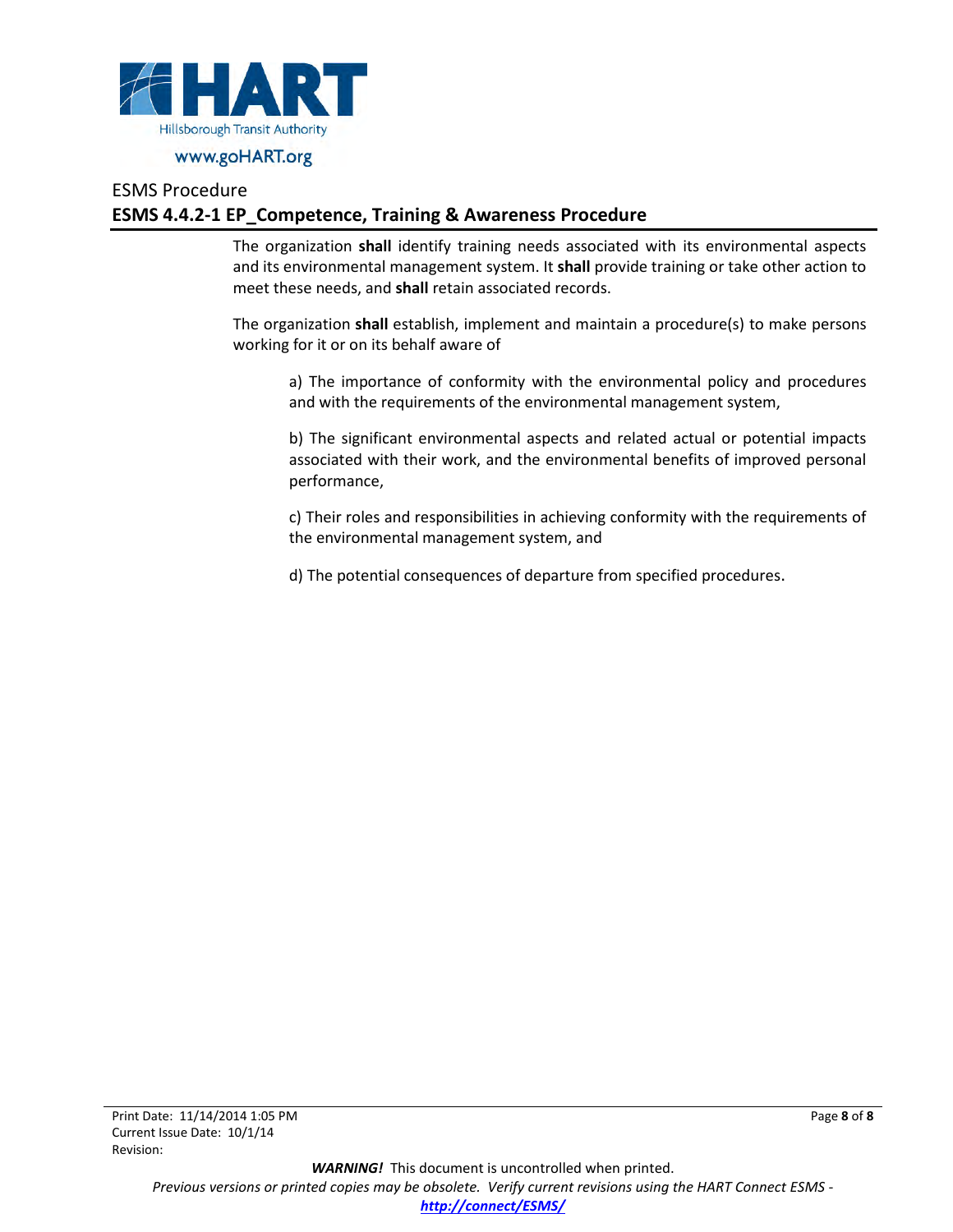The organization **shall** identify training needs associated with its environmental aspects and its environmental management system. It **shall** provide training or take other action to meet these needs, and **shall** retain associated records.

The organization **shall** establish, implement and maintain a procedure(s) to make persons working for it or on its behalf aware of

a) The importance of conformity with the environmental policy and procedures and with the requirements of the environmental management system,

b) The significant environmental aspects and related actual or potential impacts associated with their work, and the environmental benefits of improved personal performance,

c) Their roles and responsibilities in achieving conformity with the requirements of the environmental management system, and

d) The potential consequences of departure from specified procedures.